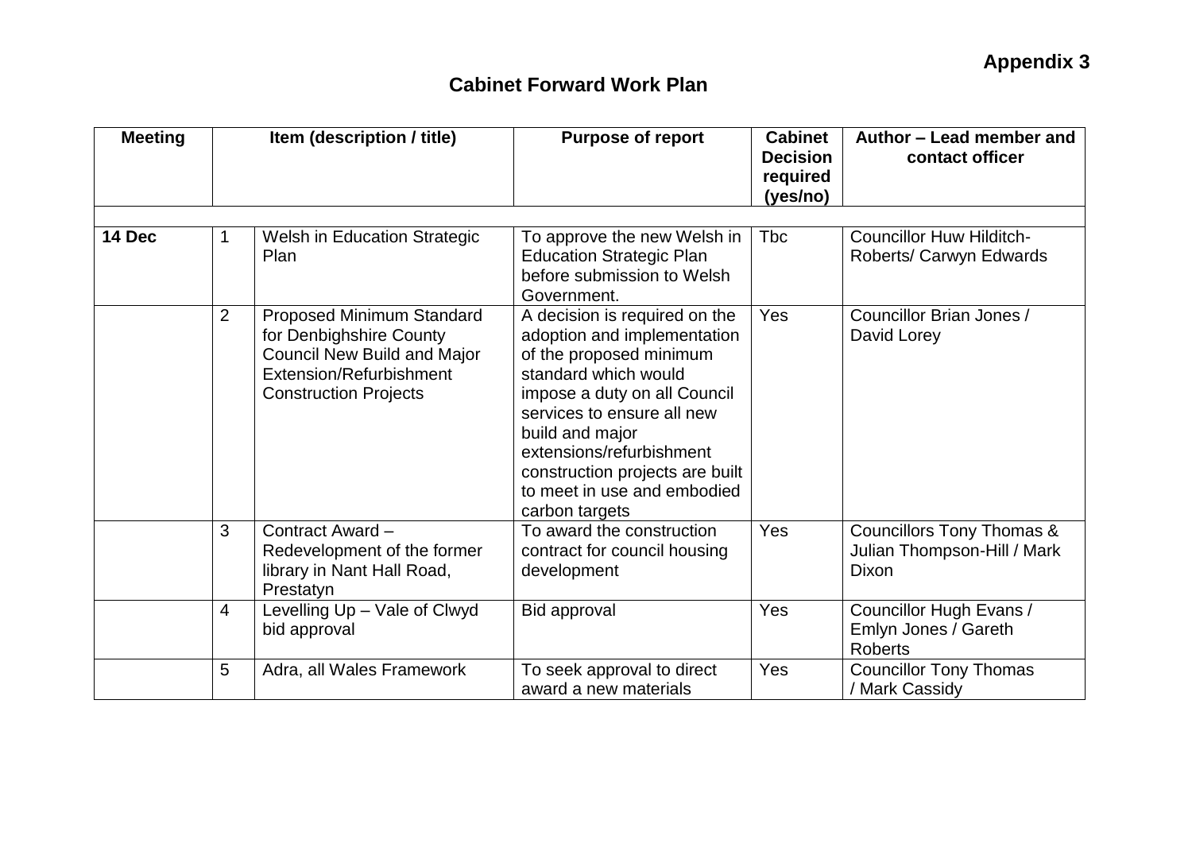**Appendix 3**

## Cabinet Forward Work Plan

| Meeting | | Item (description / title) | Purpose of report | Cabinet Decision required (yes/no) | Author – Lead member and contact officer |
|---|---|---|---|---|---|
| | | | | | |
| **14 Dec** | 1 | Welsh in Education Strategic Plan | To approve the new Welsh in Education Strategic Plan before submission to Welsh Government. | Tbc | Councillor Huw Hilditch-Roberts/ Carwyn Edwards |
| | 2 | Proposed Minimum Standard for Denbighshire County Council New Build and Major Extension/Refurbishment Construction Projects | A decision is required on the adoption and implementation of the proposed minimum standard which would impose a duty on all Council services to ensure all new build and major extensions/refurbishment construction projects are built to meet in use and embodied carbon targets | Yes | Councillor Brian Jones / David Lorey |
| | 3 | Contract Award – Redevelopment of the former library in Nant Hall Road, Prestatyn | To award the construction contract for council housing development | Yes | Councillors Tony Thomas & Julian Thompson-Hill / Mark Dixon |
| | 4 | Levelling Up – Vale of Clwyd bid approval | Bid approval | Yes | Councillor Hugh Evans / Emlyn Jones / Gareth Roberts |
| | 5 | Adra, all Wales Framework | To seek approval to direct award a new materials | Yes | Councillor Tony Thomas / Mark Cassidy |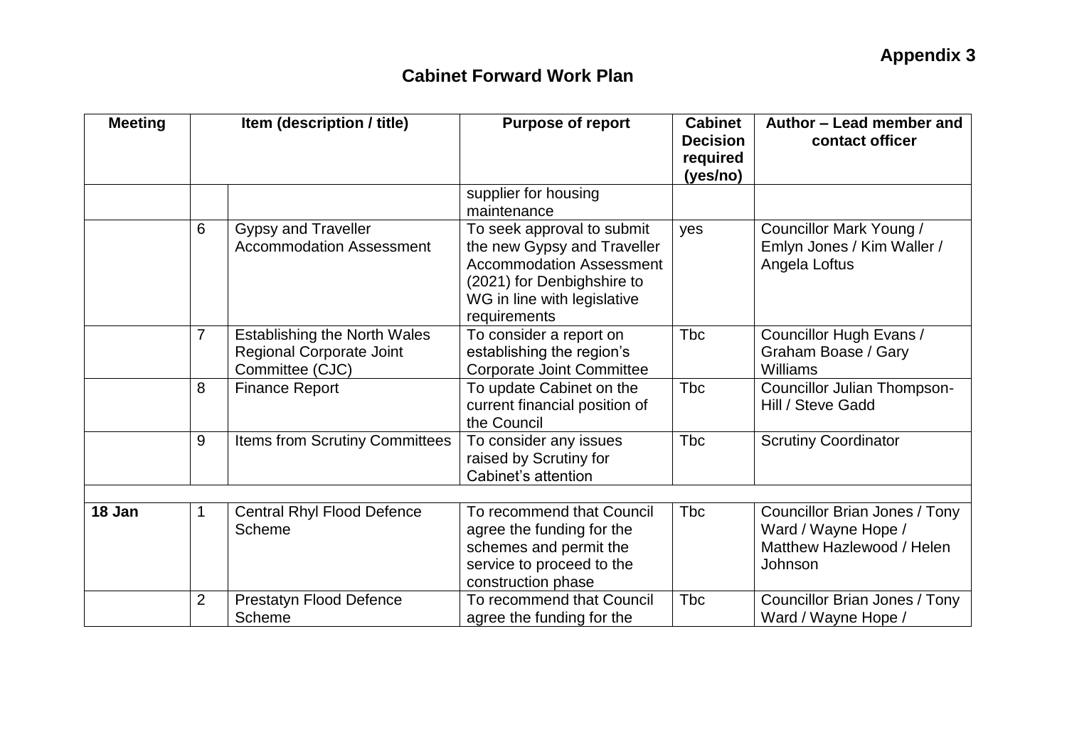**Appendix 3**

## Cabinet Forward Work Plan

| Meeting | Item (description / title) | | Purpose of report | Cabinet Decision required (yes/no) | Author – Lead member and contact officer |
|---|---|---|---|---|---|
| | | | supplier for housing maintenance | | |
| | 6 | Gypsy and Traveller Accommodation Assessment | To seek approval to submit the new Gypsy and Traveller Accommodation Assessment (2021) for Denbighshire to WG in line with legislative requirements | yes | Councillor Mark Young / Emlyn Jones / Kim Waller / Angela Loftus |
| | 7 | Establishing the North Wales Regional Corporate Joint Committee (CJC) | To consider a report on establishing the region's Corporate Joint Committee | Tbc | Councillor Hugh Evans / Graham Boase / Gary Williams |
| | 8 | Finance Report | To update Cabinet on the current financial position of the Council | Tbc | Councillor Julian Thompson-Hill / Steve Gadd |
| | 9 | Items from Scrutiny Committees | To consider any issues raised by Scrutiny for Cabinet's attention | Tbc | Scrutiny Coordinator |
| | | | | | |
| **18 Jan** | 1 | Central Rhyl Flood Defence Scheme | To recommend that Council agree the funding for the schemes and permit the service to proceed to the construction phase | Tbc | Councillor Brian Jones / Tony Ward / Wayne Hope / Matthew Hazlewood / Helen Johnson |
| | 2 | Prestatyn Flood Defence Scheme | To recommend that Council agree the funding for the | Tbc | Councillor Brian Jones / Tony Ward / Wayne Hope / |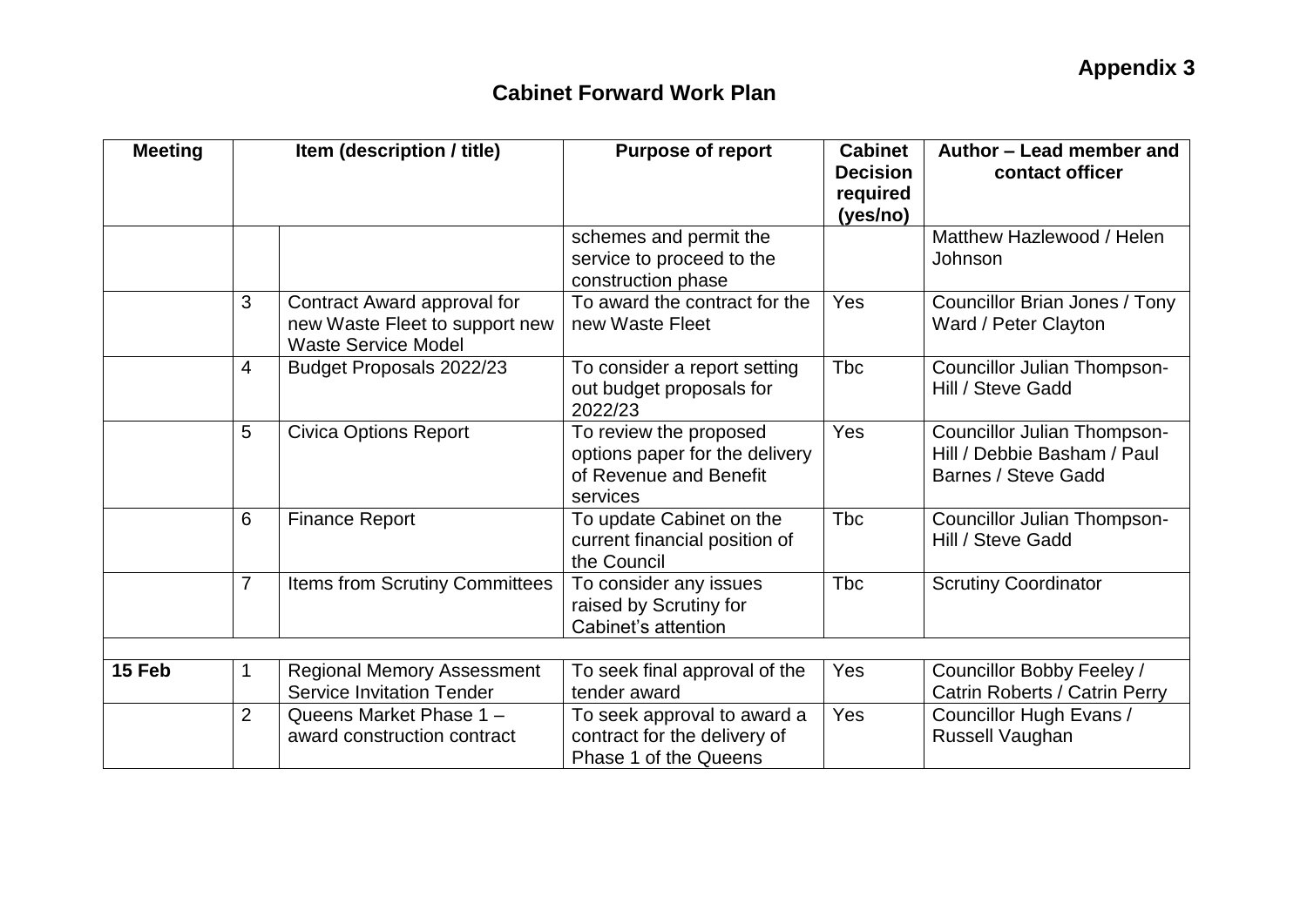**Appendix 3**

## Cabinet Forward Work Plan

| Meeting | Item (description / title) | | Purpose of report | Cabinet Decision required (yes/no) | Author – Lead member and contact officer |
|---|---|---|---|---|---|
| | | | schemes and permit the service to proceed to the construction phase | | Matthew Hazlewood / Helen Johnson |
| | 3 | Contract Award approval for new Waste Fleet to support new Waste Service Model | To award the contract for the new Waste Fleet | Yes | Councillor Brian Jones / Tony Ward / Peter Clayton |
| | 4 | Budget Proposals 2022/23 | To consider a report setting out budget proposals for 2022/23 | Tbc | Councillor Julian Thompson-Hill / Steve Gadd |
| | 5 | Civica Options Report | To review the proposed options paper for the delivery of Revenue and Benefit services | Yes | Councillor Julian Thompson-Hill / Debbie Basham / Paul Barnes / Steve Gadd |
| | 6 | Finance Report | To update Cabinet on the current financial position of the Council | Tbc | Councillor Julian Thompson-Hill / Steve Gadd |
| | 7 | Items from Scrutiny Committees | To consider any issues raised by Scrutiny for Cabinet's attention | Tbc | Scrutiny Coordinator |
| | | | | | |
| **15 Feb** | 1 | Regional Memory Assessment Service Invitation Tender | To seek final approval of the tender award | Yes | Councillor Bobby Feeley / Catrin Roberts / Catrin Perry |
| | 2 | Queens Market Phase 1 – award construction contract | To seek approval to award a contract for the delivery of Phase 1 of the Queens | Yes | Councillor Hugh Evans / Russell Vaughan |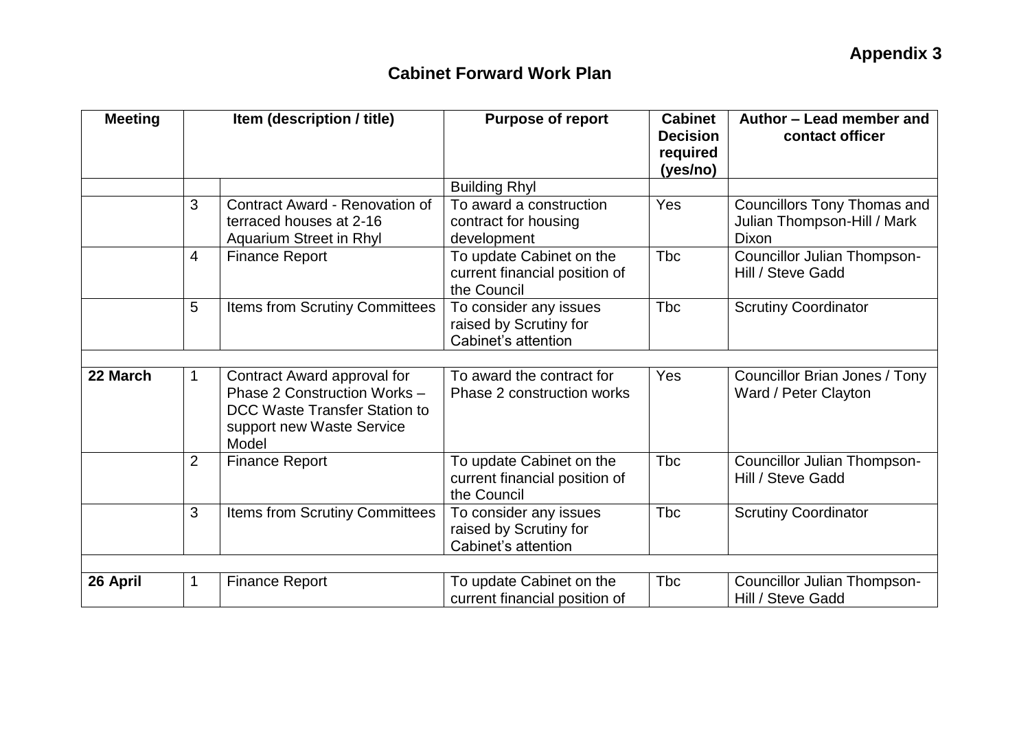**Appendix 3**

# Cabinet Forward Work Plan

| Meeting | Item (description / title) | | Purpose of report | Cabinet Decision required (yes/no) | Author – Lead member and contact officer |
|---|---|---|---|---|---|
| | | | Building Rhyl | | |
| | 3 | Contract Award - Renovation of terraced houses at 2-16 Aquarium Street in Rhyl | To award a construction contract for housing development | Yes | Councillors Tony Thomas and Julian Thompson-Hill / Mark Dixon |
| | 4 | Finance Report | To update Cabinet on the current financial position of the Council | Tbc | Councillor Julian Thompson-Hill / Steve Gadd |
| | 5 | Items from Scrutiny Committees | To consider any issues raised by Scrutiny for Cabinet's attention | Tbc | Scrutiny Coordinator |
| | | | | | |
| **22 March** | 1 | Contract Award approval for Phase 2 Construction Works – DCC Waste Transfer Station to support new Waste Service Model | To award the contract for Phase 2 construction works | Yes | Councillor Brian Jones / Tony Ward / Peter Clayton |
| | 2 | Finance Report | To update Cabinet on the current financial position of the Council | Tbc | Councillor Julian Thompson-Hill / Steve Gadd |
| | 3 | Items from Scrutiny Committees | To consider any issues raised by Scrutiny for Cabinet's attention | Tbc | Scrutiny Coordinator |
| | | | | | |
| **26 April** | 1 | Finance Report | To update Cabinet on the current financial position of | Tbc | Councillor Julian Thompson-Hill / Steve Gadd |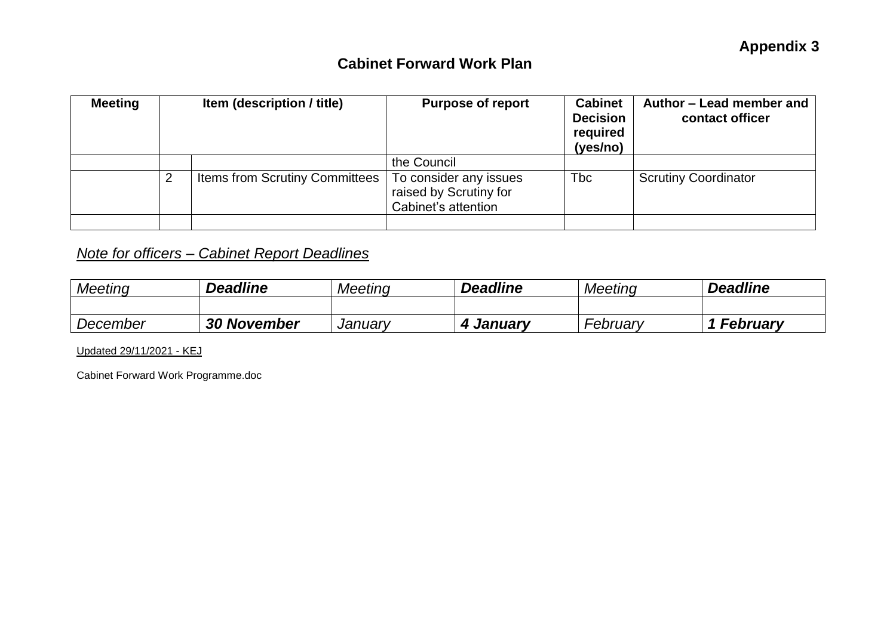**Appendix 3**

## Cabinet Forward Work Plan

| Meeting | Item (description / title) | | Purpose of report | Cabinet Decision required (yes/no) | Author – Lead member and contact officer |
|---|---|---|---|---|---|
| | | | the Council | | |
| | 2 | Items from Scrutiny Committees | To consider any issues raised by Scrutiny for Cabinet's attention | Tbc | Scrutiny Coordinator |
| | | | | | |

*Note for officers – Cabinet Report Deadlines*

| *Meeting* | ***Deadline*** | *Meeting* | ***Deadline*** | *Meeting* | ***Deadline*** |
|---|---|---|---|---|---|
| | | | | | |
| *December* | ***30 November*** | *January* | ***4 January*** | *February* | ***1 February*** |

Updated 29/11/2021 - KEJ

Cabinet Forward Work Programme.doc